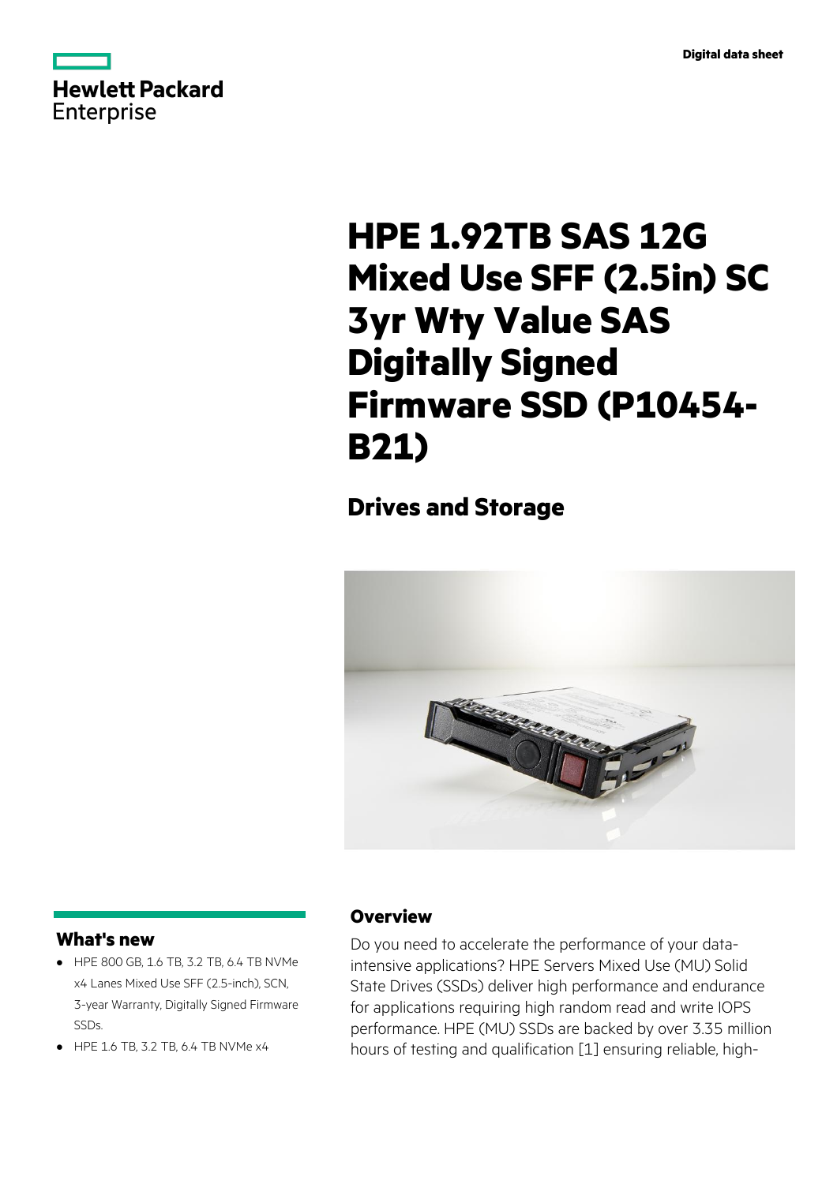Digital data sheet

Hewlett Packard Enterprise

# HPE 1.92TB SAS 12G Mixed Use SFF (2.5in) SC 3yr Wty Value SAS Digitally Signed Firmware SSD (P10454-B21)

## Drives and Storage

### What's new

- HPE 800 GB, 1.6 TB, 3.2 TB, 6.4 TB NVMe x4 Lanes Mixed Use SFF (2.5-inch), SCN, 3-year Warranty, Digitally Signed Firmware SSDs.
- HPE 1.6 TB, 3.2 TB, 6.4 TB NVMe x4

### Overview

Do you need to accelerate the performance of your data-intensive applications? HPE Servers Mixed Use (MU) Solid State Drives (SSDs) deliver high performance and endurance for applications requiring high random read and write IOPS performance. HPE (MU) SSDs are backed by over 3.35 million hours of testing and qualification [1] ensuring reliable, high-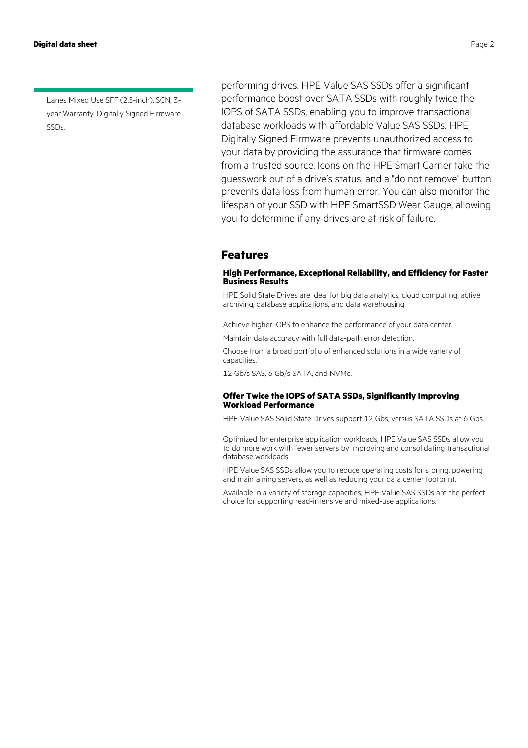Lanes Mixed Use SFF (2.5-inch), SCN, 3-year Warranty, Digitally Signed Firmware SSDs.

performing drives. HPE Value SAS SSDs offer a significant performance boost over SATA SSDs with roughly twice the IOPS of SATA SSDs, enabling you to improve transactional database workloads with affordable Value SAS SSDs. HPE Digitally Signed Firmware prevents unauthorized access to your data by providing the assurance that firmware comes from a trusted source. Icons on the HPE Smart Carrier take the guesswork out of a drive's status, and a "do not remove" button prevents data loss from human error. You can also monitor the lifespan of your SSD with HPE SmartSSD Wear Gauge, allowing you to determine if any drives are at risk of failure.

## Features

### High Performance, Exceptional Reliability, and Efficiency for Faster Business Results

HPE Solid State Drives are ideal for big data analytics, cloud computing, active archiving, database applications, and data warehousing.

Achieve higher IOPS to enhance the performance of your data center.

Maintain data accuracy with full data-path error detection.

Choose from a broad portfolio of enhanced solutions in a wide variety of capacities.

12 Gb/s SAS, 6 Gb/s SATA, and NVMe.

### Offer Twice the IOPS of SATA SSDs, Significantly Improving Workload Performance

HPE Value SAS Solid State Drives support 12 Gbs, versus SATA SSDs at 6 Gbs.

Optimized for enterprise application workloads, HPE Value SAS SSDs allow you to do more work with fewer servers by improving and consolidating transactional database workloads.

HPE Value SAS SSDs allow you to reduce operating costs for storing, powering and maintaining servers, as well as reducing your data center footprint.

Available in a variety of storage capacities, HPE Value SAS SSDs are the perfect choice for supporting read-intensive and mixed-use applications.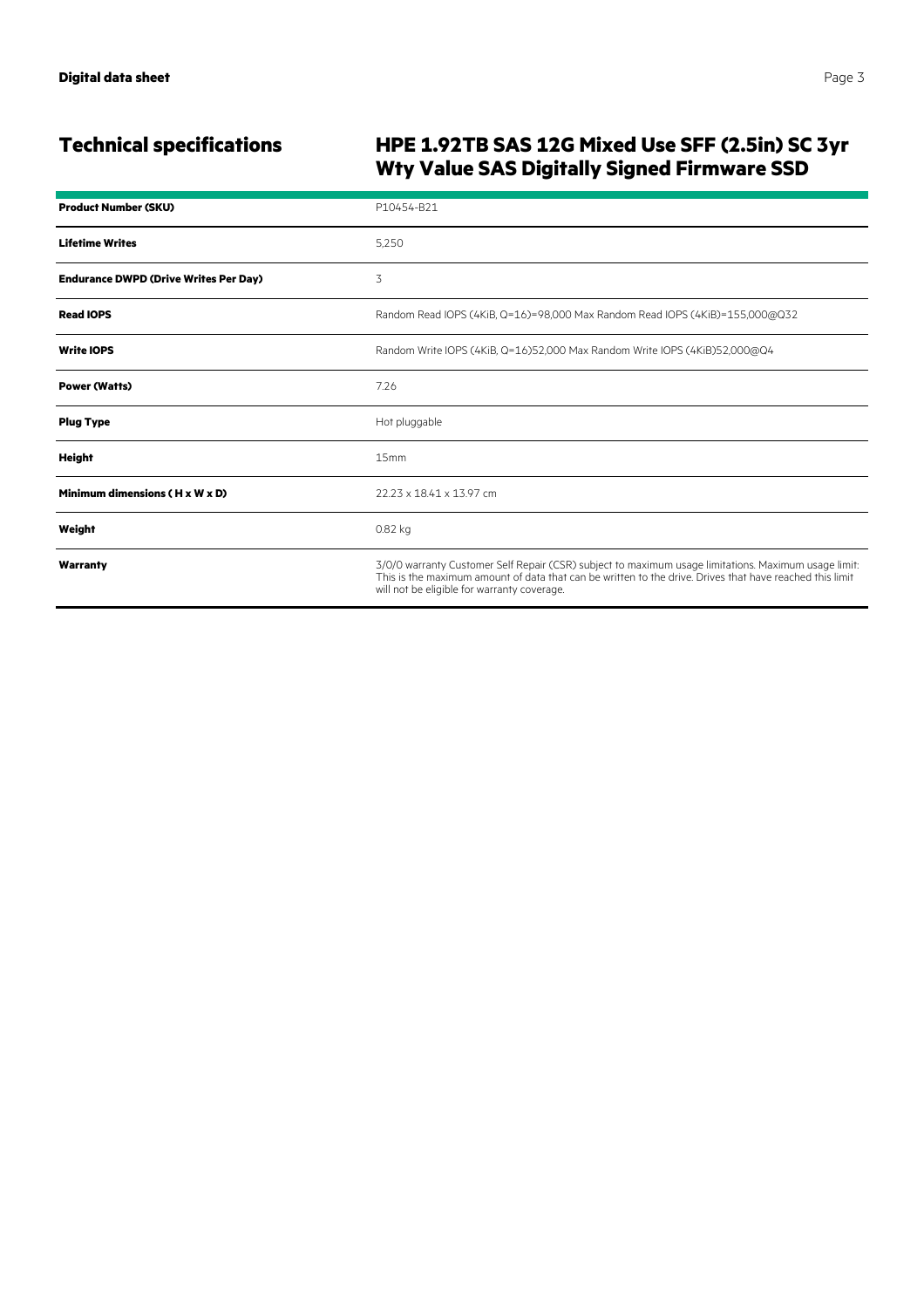## Technical specifications

## HPE 1.92TB SAS 12G Mixed Use SFF (2.5in) SC 3yr Wty Value SAS Digitally Signed Firmware SSD

| | |
|---|---|
| **Product Number (SKU)** | P10454-B21 |
| **Lifetime Writes** | 5,250 |
| **Endurance DWPD (Drive Writes Per Day)** | 3 |
| **Read IOPS** | Random Read IOPS (4KiB, Q=16)=98,000 Max Random Read IOPS (4KiB)=155,000@Q32 |
| **Write IOPS** | Random Write IOPS (4KiB, Q=16)52,000 Max Random Write IOPS (4KiB)52,000@Q4 |
| **Power (Watts)** | 7.26 |
| **Plug Type** | Hot pluggable |
| **Height** | 15mm |
| **Minimum dimensions ( H x W x D)** | 22.23 x 18.41 x 13.97 cm |
| **Weight** | 0.82 kg |
| **Warranty** | 3/0/0 warranty Customer Self Repair (CSR) subject to maximum usage limitations. Maximum usage limit: This is the maximum amount of data that can be written to the drive. Drives that have reached this limit will not be eligible for warranty coverage. |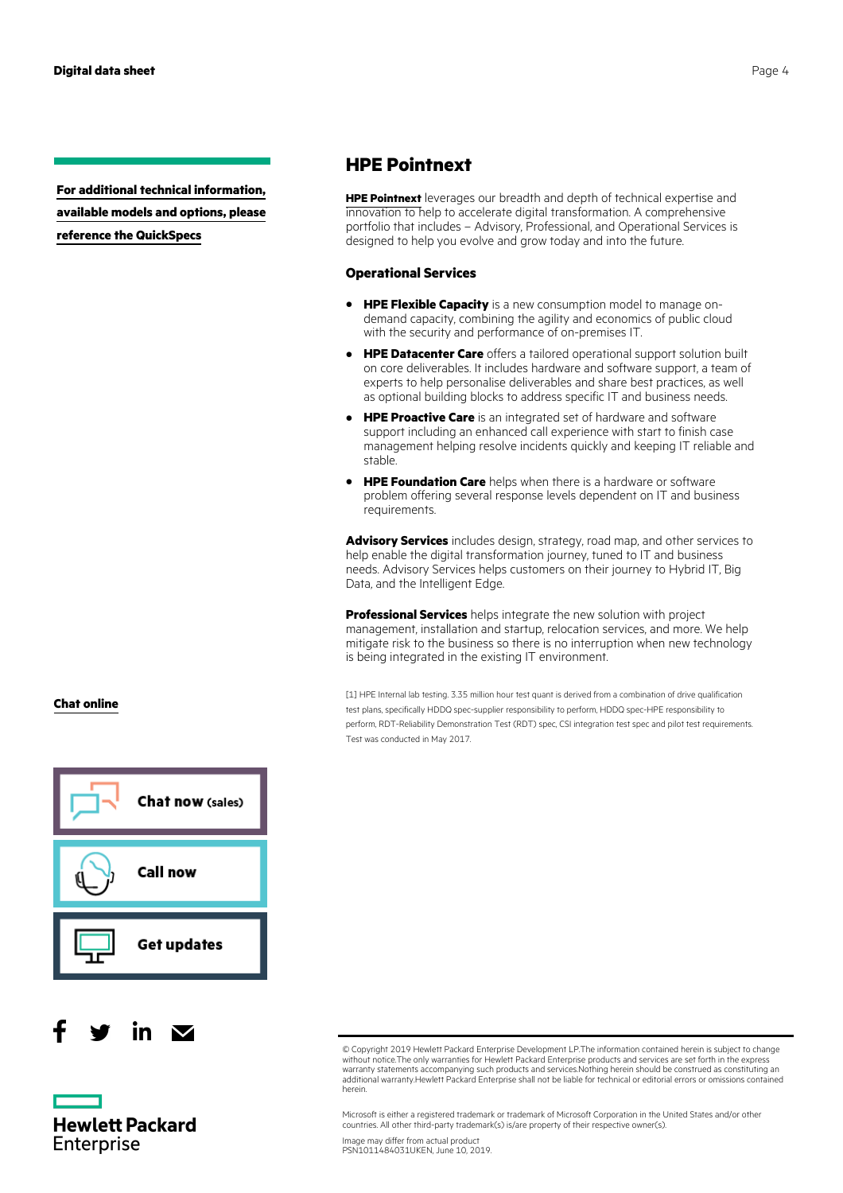**For additional technical information, available models and options, please reference the QuickSpecs**

## HPE Pointnext

**HPE Pointnext** leverages our breadth and depth of technical expertise and innovation to help to accelerate digital transformation. A comprehensive portfolio that includes – Advisory, Professional, and Operational Services is designed to help you evolve and grow today and into the future.

### Operational Services

- **HPE Flexible Capacity** is a new consumption model to manage on-demand capacity, combining the agility and economics of public cloud with the security and performance of on-premises IT.
- **HPE Datacenter Care** offers a tailored operational support solution built on core deliverables. It includes hardware and software support, a team of experts to help personalise deliverables and share best practices, as well as optional building blocks to address specific IT and business needs.
- **HPE Proactive Care** is an integrated set of hardware and software support including an enhanced call experience with start to finish case management helping resolve incidents quickly and keeping IT reliable and stable.
- **HPE Foundation Care** helps when there is a hardware or software problem offering several response levels dependent on IT and business requirements.

**Advisory Services** includes design, strategy, road map, and other services to help enable the digital transformation journey, tuned to IT and business needs. Advisory Services helps customers on their journey to Hybrid IT, Big Data, and the Intelligent Edge.

**Professional Services** helps integrate the new solution with project management, installation and startup, relocation services, and more. We help mitigate risk to the business so there is no interruption when new technology is being integrated in the existing IT environment.

[1] HPE Internal lab testing. 3.35 million hour test quant is derived from a combination of drive qualification test plans, specifically HDDQ spec-supplier responsibility to perform, HDDQ spec-HPE responsibility to perform, RDT-Reliability Demonstration Test (RDT) spec, CSI integration test spec and pilot test requirements. Test was conducted in May 2017.

**Chat online**

**Chat now** (sales)

**Call now**

**Get updates**

Hewlett Packard Enterprise

© Copyright 2019 Hewlett Packard Enterprise Development LP.The information contained herein is subject to change without notice.The only warranties for Hewlett Packard Enterprise products and services are set forth in the express warranty statements accompanying such products and services.Nothing herein should be construed as constituting an additional warranty.Hewlett Packard Enterprise shall not be liable for technical or editorial errors or omissions contained herein.

Microsoft is either a registered trademark or trademark of Microsoft Corporation in the United States and/or other countries. All other third-party trademark(s) is/are property of their respective owner(s).

Image may differ from actual product
PSN1011484031UKEN, June 10, 2019.